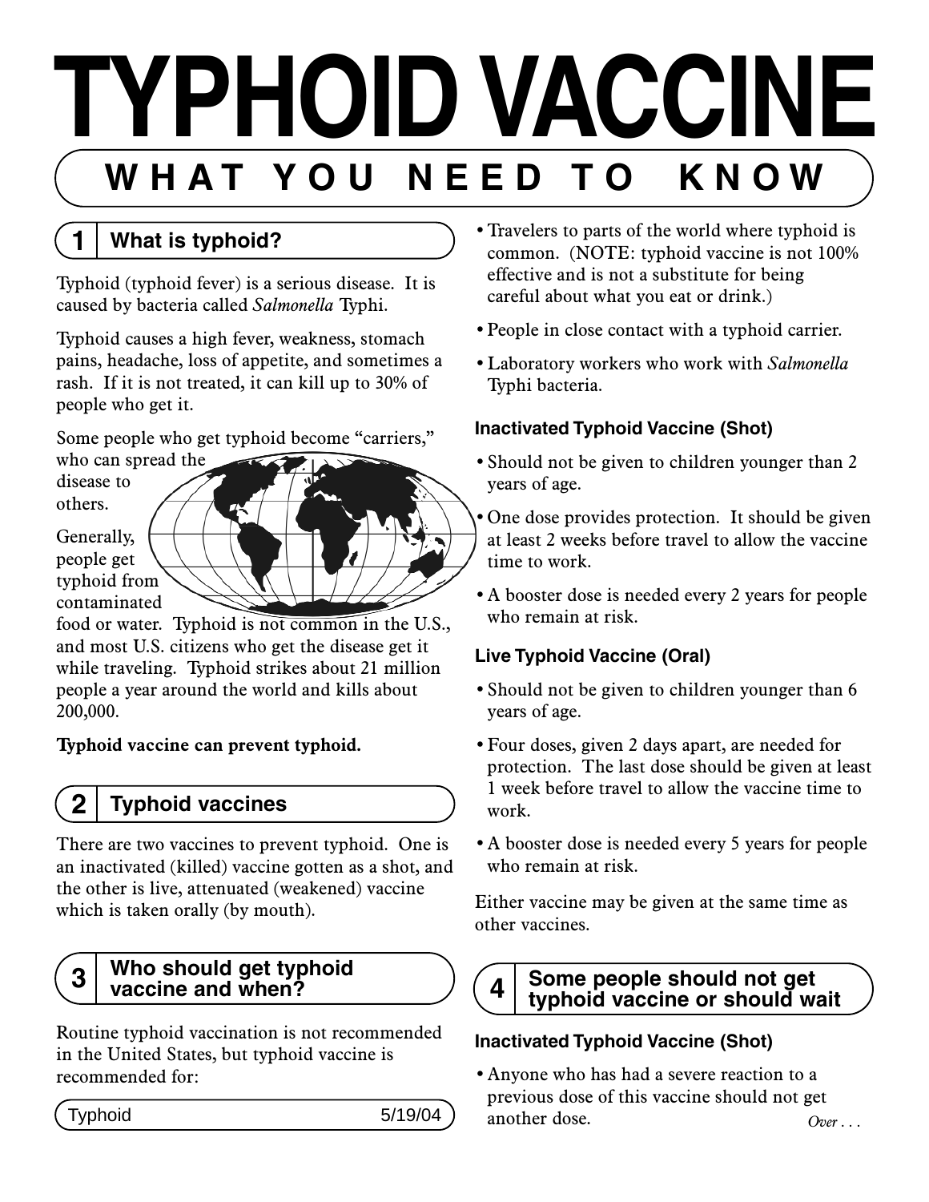# TYPHOID VACCINE

## WHAT YOU NEED TO KNOW

### 1 What is typhoid?

Typhoid (typhoid fever) is a serious disease. It is caused by bacteria called *Salmonella* Typhi.

Typhoid causes a high fever, weakness, stomach pains, headache, loss of appetite, and sometimes a rash. If it is not treated, it can kill up to 30% of people who get it.

Some people who get typhoid become "carriers," who can spread the disease to others.

Generally, people get typhoid from contaminated food or water. Typhoid is not common in the U.S., and most U.S. citizens who get the disease get it while traveling. Typhoid strikes about 21 million people a year around the world and kills about 200,000.

**Typhoid vaccine can prevent typhoid.**

### 2 Typhoid vaccines

There are two vaccines to prevent typhoid. One is an inactivated (killed) vaccine gotten as a shot, and the other is live, attenuated (weakened) vaccine which is taken orally (by mouth).

### 3 Who should get typhoid vaccine and when?

Routine typhoid vaccination is not recommended in the United States, but typhoid vaccine is recommended for:

- Travelers to parts of the world where typhoid is common. (NOTE: typhoid vaccine is not 100% effective and is not a substitute for being careful about what you eat or drink.)
- People in close contact with a typhoid carrier.
- Laboratory workers who work with *Salmonella* Typhi bacteria.

#### Inactivated Typhoid Vaccine (Shot)

- Should not be given to children younger than 2 years of age.
- One dose provides protection. It should be given at least 2 weeks before travel to allow the vaccine time to work.
- A booster dose is needed every 2 years for people who remain at risk.

#### Live Typhoid Vaccine (Oral)

- Should not be given to children younger than 6 years of age.
- Four doses, given 2 days apart, are needed for protection. The last dose should be given at least 1 week before travel to allow the vaccine time to work.
- A booster dose is needed every 5 years for people who remain at risk.

Either vaccine may be given at the same time as other vaccines.

### 4 Some people should not get typhoid vaccine or should wait

#### Inactivated Typhoid Vaccine (Shot)

- Anyone who has had a severe reaction to a previous dose of this vaccine should not get another dose.

*Over . . .*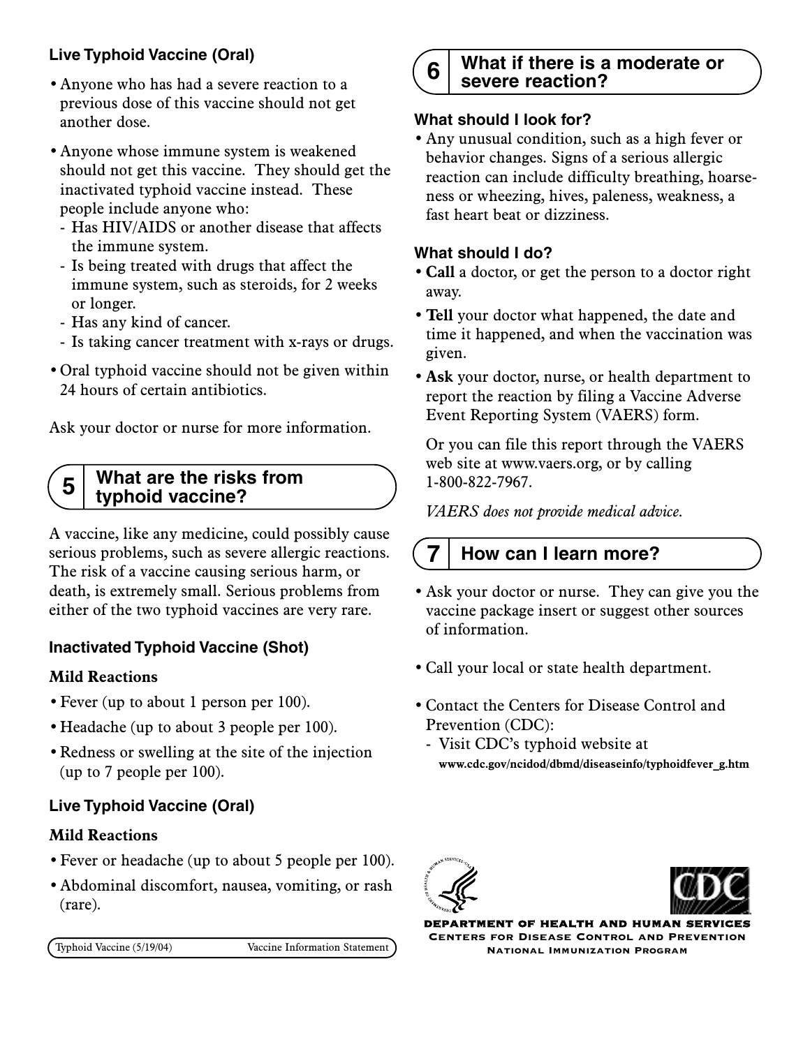### Live Typhoid Vaccine (Oral)

- Anyone who has had a severe reaction to a previous dose of this vaccine should not get another dose.
- Anyone whose immune system is weakened should not get this vaccine. They should get the inactivated typhoid vaccine instead. These people include anyone who:
  - Has HIV/AIDS or another disease that affects the immune system.
  - Is being treated with drugs that affect the immune system, such as steroids, for 2 weeks or longer.
  - Has any kind of cancer.
  - Is taking cancer treatment with x-rays or drugs.
- Oral typhoid vaccine should not be given within 24 hours of certain antibiotics.

Ask your doctor or nurse for more information.

## 5 What are the risks from typhoid vaccine?

A vaccine, like any medicine, could possibly cause serious problems, such as severe allergic reactions. The risk of a vaccine causing serious harm, or death, is extremely small. Serious problems from either of the two typhoid vaccines are very rare.

### Inactivated Typhoid Vaccine (Shot)

**Mild Reactions**

- Fever (up to about 1 person per 100).
- Headache (up to about 3 people per 100).
- Redness or swelling at the site of the injection (up to 7 people per 100).

### Live Typhoid Vaccine (Oral)

**Mild Reactions**

- Fever or headache (up to about 5 people per 100).
- Abdominal discomfort, nausea, vomiting, or rash (rare).

## 6 What if there is a moderate or severe reaction?

### What should I look for?

- Any unusual condition, such as a high fever or behavior changes. Signs of a serious allergic reaction can include difficulty breathing, hoarseness or wheezing, hives, paleness, weakness, a fast heart beat or dizziness.

### What should I do?

- **Call** a doctor, or get the person to a doctor right away.
- **Tell** your doctor what happened, the date and time it happened, and when the vaccination was given.
- **Ask** your doctor, nurse, or health department to report the reaction by filing a Vaccine Adverse Event Reporting System (VAERS) form.

  Or you can file this report through the VAERS web site at www.vaers.org, or by calling 1-800-822-7967.

  *VAERS does not provide medical advice.*

## 7 How can I learn more?

- Ask your doctor or nurse. They can give you the vaccine package insert or suggest other sources of information.
- Call your local or state health department.
- Contact the Centers for Disease Control and Prevention (CDC):
  - Visit CDC's typhoid website at **www.cdc.gov/ncidod/dbmd/diseaseinfo/typhoidfever_g.htm**

Typhoid Vaccine (5/19/04) Vaccine Information Statement

**DEPARTMENT OF HEALTH AND HUMAN SERVICES**
**CENTERS FOR DISEASE CONTROL AND PREVENTION**
**NATIONAL IMMUNIZATION PROGRAM**